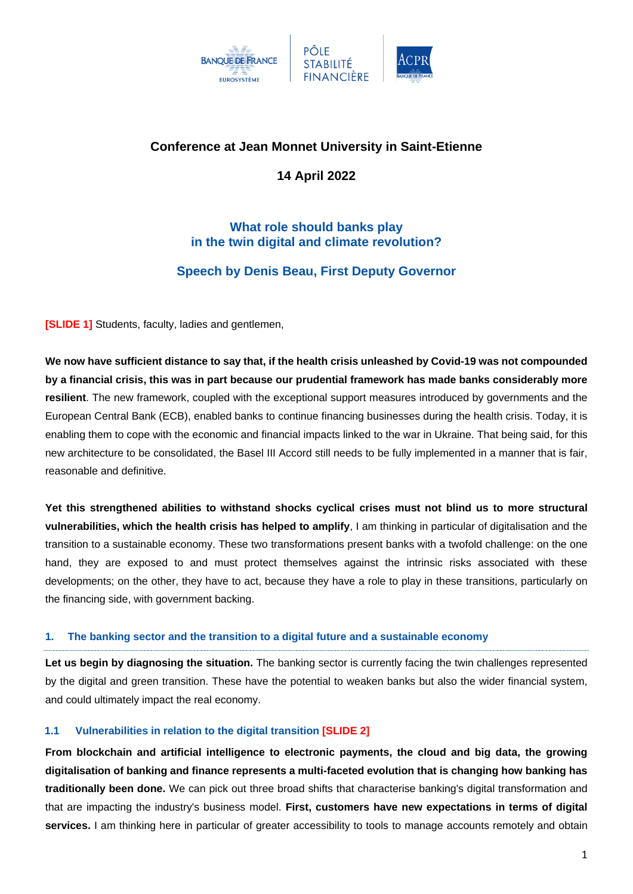**Conference at Jean Monnet University in Saint-Etienne**

**14 April 2022**

# What role should banks play in the twin digital and climate revolution?

## Speech by Denis Beau, First Deputy Governor

[SLIDE 1] Students, faculty, ladies and gentlemen,

**We now have sufficient distance to say that, if the health crisis unleashed by Covid-19 was not compounded by a financial crisis, this was in part because our prudential framework has made banks considerably more resilient**. The new framework, coupled with the exceptional support measures introduced by governments and the European Central Bank (ECB), enabled banks to continue financing businesses during the health crisis. Today, it is enabling them to cope with the economic and financial impacts linked to the war in Ukraine. That being said, for this new architecture to be consolidated, the Basel III Accord still needs to be fully implemented in a manner that is fair, reasonable and definitive.

**Yet this strengthened abilities to withstand shocks cyclical crises must not blind us to more structural vulnerabilities, which the health crisis has helped to amplify**, I am thinking in particular of digitalisation and the transition to a sustainable economy. These two transformations present banks with a twofold challenge: on the one hand, they are exposed to and must protect themselves against the intrinsic risks associated with these developments; on the other, they have to act, because they have a role to play in these transitions, particularly on the financing side, with government backing.

### 1. The banking sector and the transition to a digital future and a sustainable economy

**Let us begin by diagnosing the situation.** The banking sector is currently facing the twin challenges represented by the digital and green transition. These have the potential to weaken banks but also the wider financial system, and could ultimately impact the real economy.

#### 1.1 Vulnerabilities in relation to the digital transition [SLIDE 2]

**From blockchain and artificial intelligence to electronic payments, the cloud and big data, the growing digitalisation of banking and finance represents a multi-faceted evolution that is changing how banking has traditionally been done.** We can pick out three broad shifts that characterise banking's digital transformation and that are impacting the industry's business model. **First, customers have new expectations in terms of digital services.** I am thinking here in particular of greater accessibility to tools to manage accounts remotely and obtain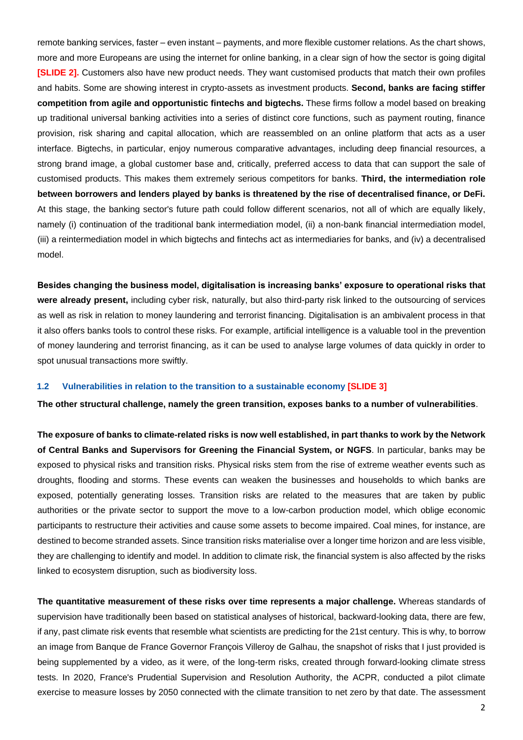remote banking services, faster – even instant – payments, and more flexible customer relations. As the chart shows, more and more Europeans are using the internet for online banking, in a clear sign of how the sector is going digital **[SLIDE 2].** Customers also have new product needs. They want customised products that match their own profiles and habits. Some are showing interest in crypto-assets as investment products. **Second, banks are facing stiffer competition from agile and opportunistic fintechs and bigtechs.** These firms follow a model based on breaking up traditional universal banking activities into a series of distinct core functions, such as payment routing, finance provision, risk sharing and capital allocation, which are reassembled on an online platform that acts as a user interface. Bigtechs, in particular, enjoy numerous comparative advantages, including deep financial resources, a strong brand image, a global customer base and, critically, preferred access to data that can support the sale of customised products. This makes them extremely serious competitors for banks. **Third, the intermediation role between borrowers and lenders played by banks is threatened by the rise of decentralised finance, or DeFi.** At this stage, the banking sector's future path could follow different scenarios, not all of which are equally likely, namely (i) continuation of the traditional bank intermediation model, (ii) a non-bank financial intermediation model, (iii) a reintermediation model in which bigtechs and fintechs act as intermediaries for banks, and (iv) a decentralised model.

**Besides changing the business model, digitalisation is increasing banks' exposure to operational risks that were already present,** including cyber risk, naturally, but also third-party risk linked to the outsourcing of services as well as risk in relation to money laundering and terrorist financing. Digitalisation is an ambivalent process in that it also offers banks tools to control these risks. For example, artificial intelligence is a valuable tool in the prevention of money laundering and terrorist financing, as it can be used to analyse large volumes of data quickly in order to spot unusual transactions more swiftly.

### 1.2 Vulnerabilities in relation to the transition to a sustainable economy [SLIDE 3]

**The other structural challenge, namely the green transition, exposes banks to a number of vulnerabilities**.

**The exposure of banks to climate-related risks is now well established, in part thanks to work by the Network of Central Banks and Supervisors for Greening the Financial System, or NGFS**. In particular, banks may be exposed to physical risks and transition risks. Physical risks stem from the rise of extreme weather events such as droughts, flooding and storms. These events can weaken the businesses and households to which banks are exposed, potentially generating losses. Transition risks are related to the measures that are taken by public authorities or the private sector to support the move to a low-carbon production model, which oblige economic participants to restructure their activities and cause some assets to become impaired. Coal mines, for instance, are destined to become stranded assets. Since transition risks materialise over a longer time horizon and are less visible, they are challenging to identify and model. In addition to climate risk, the financial system is also affected by the risks linked to ecosystem disruption, such as biodiversity loss.

**The quantitative measurement of these risks over time represents a major challenge.** Whereas standards of supervision have traditionally been based on statistical analyses of historical, backward-looking data, there are few, if any, past climate risk events that resemble what scientists are predicting for the 21st century. This is why, to borrow an image from Banque de France Governor François Villeroy de Galhau, the snapshot of risks that I just provided is being supplemented by a video, as it were, of the long-term risks, created through forward-looking climate stress tests. In 2020, France's Prudential Supervision and Resolution Authority, the ACPR, conducted a pilot climate exercise to measure losses by 2050 connected with the climate transition to net zero by that date. The assessment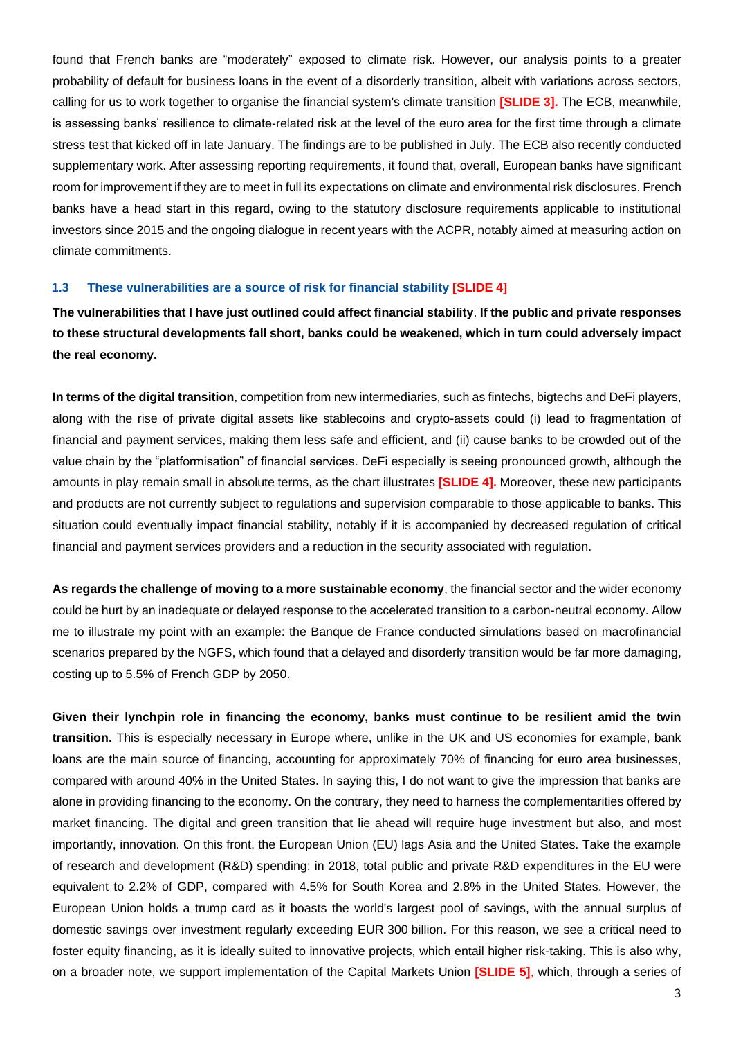found that French banks are "moderately" exposed to climate risk. However, our analysis points to a greater probability of default for business loans in the event of a disorderly transition, albeit with variations across sectors, calling for us to work together to organise the financial system's climate transition **[SLIDE 3].** The ECB, meanwhile, is assessing banks' resilience to climate-related risk at the level of the euro area for the first time through a climate stress test that kicked off in late January. The findings are to be published in July. The ECB also recently conducted supplementary work. After assessing reporting requirements, it found that, overall, European banks have significant room for improvement if they are to meet in full its expectations on climate and environmental risk disclosures. French banks have a head start in this regard, owing to the statutory disclosure requirements applicable to institutional investors since 2015 and the ongoing dialogue in recent years with the ACPR, notably aimed at measuring action on climate commitments.

### 1.3 These vulnerabilities are a source of risk for financial stability [SLIDE 4]

**The vulnerabilities that I have just outlined could affect financial stability**. **If the public and private responses to these structural developments fall short, banks could be weakened, which in turn could adversely impact the real economy.**

**In terms of the digital transition**, competition from new intermediaries, such as fintechs, bigtechs and DeFi players, along with the rise of private digital assets like stablecoins and crypto-assets could (i) lead to fragmentation of financial and payment services, making them less safe and efficient, and (ii) cause banks to be crowded out of the value chain by the "platformisation" of financial services. DeFi especially is seeing pronounced growth, although the amounts in play remain small in absolute terms, as the chart illustrates **[SLIDE 4].** Moreover, these new participants and products are not currently subject to regulations and supervision comparable to those applicable to banks. This situation could eventually impact financial stability, notably if it is accompanied by decreased regulation of critical financial and payment services providers and a reduction in the security associated with regulation.

**As regards the challenge of moving to a more sustainable economy**, the financial sector and the wider economy could be hurt by an inadequate or delayed response to the accelerated transition to a carbon-neutral economy. Allow me to illustrate my point with an example: the Banque de France conducted simulations based on macrofinancial scenarios prepared by the NGFS, which found that a delayed and disorderly transition would be far more damaging, costing up to 5.5% of French GDP by 2050.

**Given their lynchpin role in financing the economy, banks must continue to be resilient amid the twin transition.** This is especially necessary in Europe where, unlike in the UK and US economies for example, bank loans are the main source of financing, accounting for approximately 70% of financing for euro area businesses, compared with around 40% in the United States. In saying this, I do not want to give the impression that banks are alone in providing financing to the economy. On the contrary, they need to harness the complementarities offered by market financing. The digital and green transition that lie ahead will require huge investment but also, and most importantly, innovation. On this front, the European Union (EU) lags Asia and the United States. Take the example of research and development (R&D) spending: in 2018, total public and private R&D expenditures in the EU were equivalent to 2.2% of GDP, compared with 4.5% for South Korea and 2.8% in the United States. However, the European Union holds a trump card as it boasts the world's largest pool of savings, with the annual surplus of domestic savings over investment regularly exceeding EUR 300 billion. For this reason, we see a critical need to foster equity financing, as it is ideally suited to innovative projects, which entail higher risk-taking. This is also why, on a broader note, we support implementation of the Capital Markets Union **[SLIDE 5]**, which, through a series of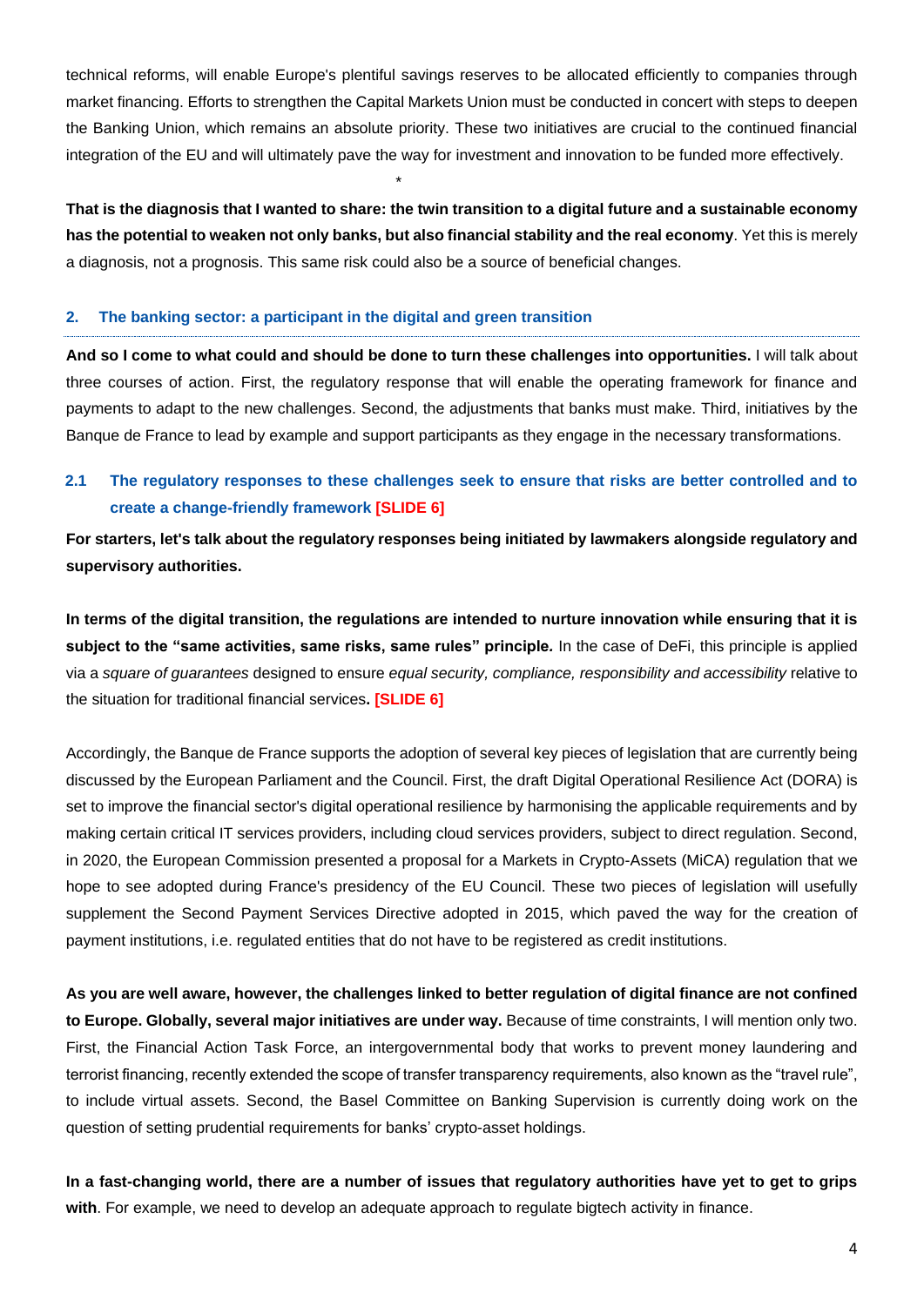technical reforms, will enable Europe's plentiful savings reserves to be allocated efficiently to companies through market financing. Efforts to strengthen the Capital Markets Union must be conducted in concert with steps to deepen the Banking Union, which remains an absolute priority. These two initiatives are crucial to the continued financial integration of the EU and will ultimately pave the way for investment and innovation to be funded more effectively.

*

**That is the diagnosis that I wanted to share: the twin transition to a digital future and a sustainable economy has the potential to weaken not only banks, but also financial stability and the real economy**. Yet this is merely a diagnosis, not a prognosis. This same risk could also be a source of beneficial changes.

## 2. The banking sector: a participant in the digital and green transition

**And so I come to what could and should be done to turn these challenges into opportunities.** I will talk about three courses of action. First, the regulatory response that will enable the operating framework for finance and payments to adapt to the new challenges. Second, the adjustments that banks must make. Third, initiatives by the Banque de France to lead by example and support participants as they engage in the necessary transformations.

### 2.1 The regulatory responses to these challenges seek to ensure that risks are better controlled and to create a change-friendly framework [SLIDE 6]

**For starters, let's talk about the regulatory responses being initiated by lawmakers alongside regulatory and supervisory authorities.**

**In terms of the digital transition, the regulations are intended to nurture innovation while ensuring that it is subject to the "same activities, same risks, same rules" principle.** In the case of DeFi, this principle is applied via a *square of guarantees* designed to ensure *equal security, compliance, responsibility and accessibility* relative to the situation for traditional financial services**. [SLIDE 6]**

Accordingly, the Banque de France supports the adoption of several key pieces of legislation that are currently being discussed by the European Parliament and the Council. First, the draft Digital Operational Resilience Act (DORA) is set to improve the financial sector's digital operational resilience by harmonising the applicable requirements and by making certain critical IT services providers, including cloud services providers, subject to direct regulation. Second, in 2020, the European Commission presented a proposal for a Markets in Crypto-Assets (MiCA) regulation that we hope to see adopted during France's presidency of the EU Council. These two pieces of legislation will usefully supplement the Second Payment Services Directive adopted in 2015, which paved the way for the creation of payment institutions, i.e. regulated entities that do not have to be registered as credit institutions.

**As you are well aware, however, the challenges linked to better regulation of digital finance are not confined to Europe. Globally, several major initiatives are under way.** Because of time constraints, I will mention only two. First, the Financial Action Task Force, an intergovernmental body that works to prevent money laundering and terrorist financing, recently extended the scope of transfer transparency requirements, also known as the "travel rule", to include virtual assets. Second, the Basel Committee on Banking Supervision is currently doing work on the question of setting prudential requirements for banks' crypto-asset holdings.

**In a fast-changing world, there are a number of issues that regulatory authorities have yet to get to grips with**. For example, we need to develop an adequate approach to regulate bigtech activity in finance.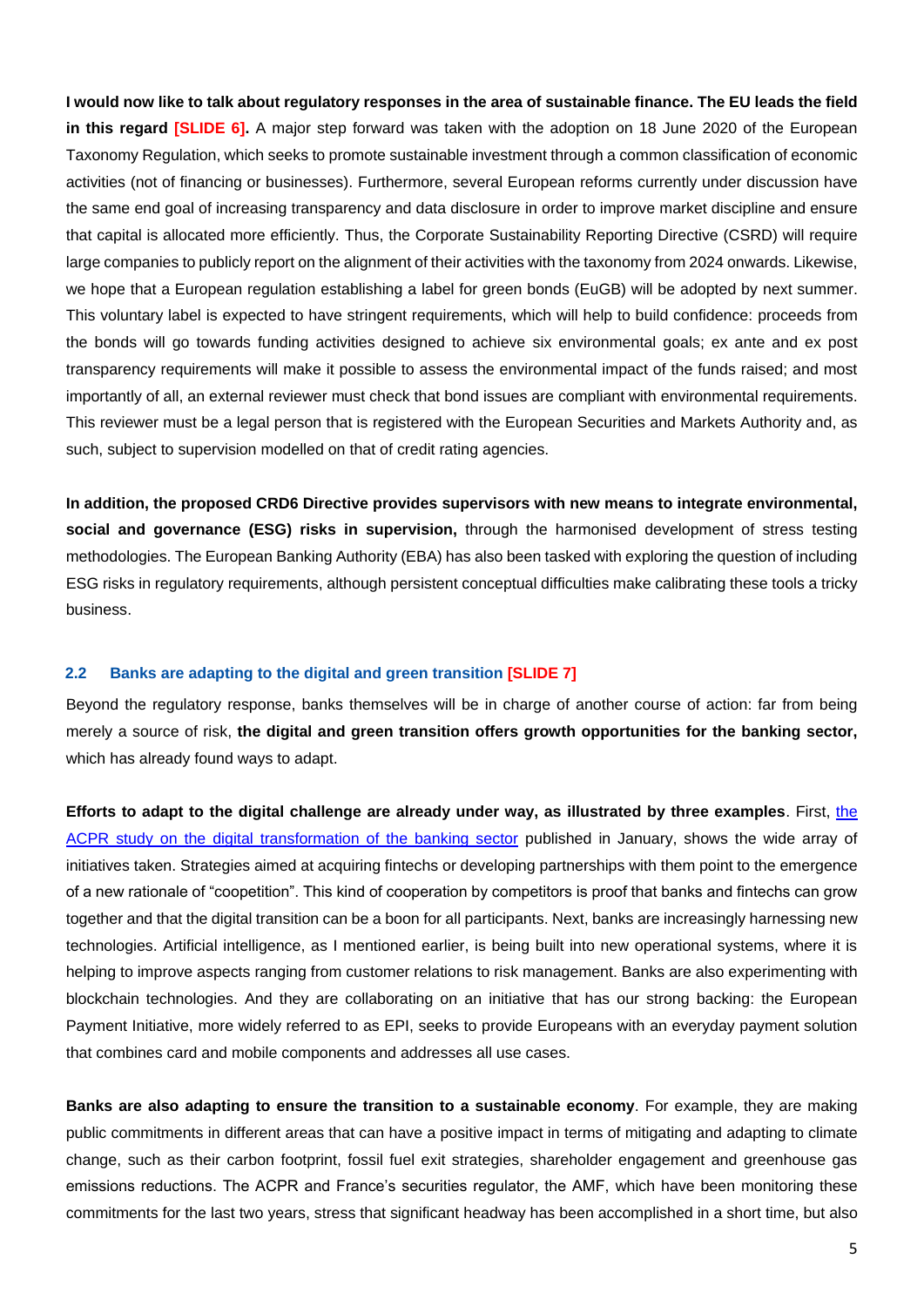**I would now like to talk about regulatory responses in the area of sustainable finance. The EU leads the field in this regard [SLIDE 6].** A major step forward was taken with the adoption on 18 June 2020 of the European Taxonomy Regulation, which seeks to promote sustainable investment through a common classification of economic activities (not of financing or businesses). Furthermore, several European reforms currently under discussion have the same end goal of increasing transparency and data disclosure in order to improve market discipline and ensure that capital is allocated more efficiently. Thus, the Corporate Sustainability Reporting Directive (CSRD) will require large companies to publicly report on the alignment of their activities with the taxonomy from 2024 onwards. Likewise, we hope that a European regulation establishing a label for green bonds (EuGB) will be adopted by next summer. This voluntary label is expected to have stringent requirements, which will help to build confidence: proceeds from the bonds will go towards funding activities designed to achieve six environmental goals; ex ante and ex post transparency requirements will make it possible to assess the environmental impact of the funds raised; and most importantly of all, an external reviewer must check that bond issues are compliant with environmental requirements. This reviewer must be a legal person that is registered with the European Securities and Markets Authority and, as such, subject to supervision modelled on that of credit rating agencies.

**In addition, the proposed CRD6 Directive provides supervisors with new means to integrate environmental, social and governance (ESG) risks in supervision,** through the harmonised development of stress testing methodologies. The European Banking Authority (EBA) has also been tasked with exploring the question of including ESG risks in regulatory requirements, although persistent conceptual difficulties make calibrating these tools a tricky business.

### 2.2 Banks are adapting to the digital and green transition [SLIDE 7]

Beyond the regulatory response, banks themselves will be in charge of another course of action: far from being merely a source of risk, **the digital and green transition offers growth opportunities for the banking sector,** which has already found ways to adapt.

**Efforts to adapt to the digital challenge are already under way, as illustrated by three examples**. First, the ACPR study on the digital transformation of the banking sector published in January, shows the wide array of initiatives taken. Strategies aimed at acquiring fintechs or developing partnerships with them point to the emergence of a new rationale of "coopetition". This kind of cooperation by competitors is proof that banks and fintechs can grow together and that the digital transition can be a boon for all participants. Next, banks are increasingly harnessing new technologies. Artificial intelligence, as I mentioned earlier, is being built into new operational systems, where it is helping to improve aspects ranging from customer relations to risk management. Banks are also experimenting with blockchain technologies. And they are collaborating on an initiative that has our strong backing: the European Payment Initiative, more widely referred to as EPI, seeks to provide Europeans with an everyday payment solution that combines card and mobile components and addresses all use cases.

**Banks are also adapting to ensure the transition to a sustainable economy**. For example, they are making public commitments in different areas that can have a positive impact in terms of mitigating and adapting to climate change, such as their carbon footprint, fossil fuel exit strategies, shareholder engagement and greenhouse gas emissions reductions. The ACPR and France's securities regulator, the AMF, which have been monitoring these commitments for the last two years, stress that significant headway has been accomplished in a short time, but also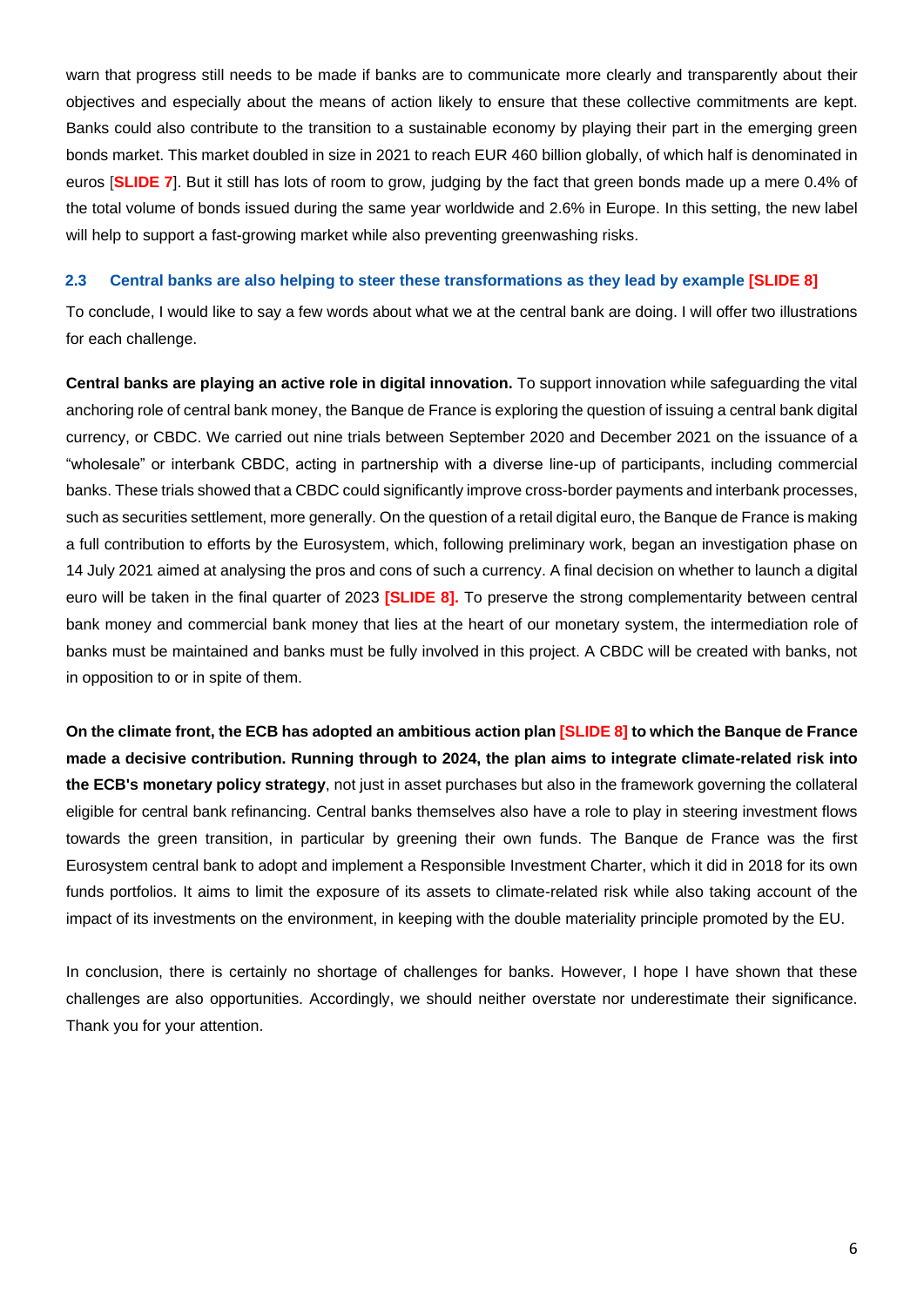warn that progress still needs to be made if banks are to communicate more clearly and transparently about their objectives and especially about the means of action likely to ensure that these collective commitments are kept. Banks could also contribute to the transition to a sustainable economy by playing their part in the emerging green bonds market. This market doubled in size in 2021 to reach EUR 460 billion globally, of which half is denominated in euros [**SLIDE 7**]. But it still has lots of room to grow, judging by the fact that green bonds made up a mere 0.4% of the total volume of bonds issued during the same year worldwide and 2.6% in Europe. In this setting, the new label will help to support a fast-growing market while also preventing greenwashing risks.

### 2.3 Central banks are also helping to steer these transformations as they lead by example [SLIDE 8]

To conclude, I would like to say a few words about what we at the central bank are doing. I will offer two illustrations for each challenge.

**Central banks are playing an active role in digital innovation.** To support innovation while safeguarding the vital anchoring role of central bank money, the Banque de France is exploring the question of issuing a central bank digital currency, or CBDC. We carried out nine trials between September 2020 and December 2021 on the issuance of a "wholesale" or interbank CBDC, acting in partnership with a diverse line-up of participants, including commercial banks. These trials showed that a CBDC could significantly improve cross-border payments and interbank processes, such as securities settlement, more generally. On the question of a retail digital euro, the Banque de France is making a full contribution to efforts by the Eurosystem, which, following preliminary work, began an investigation phase on 14 July 2021 aimed at analysing the pros and cons of such a currency. A final decision on whether to launch a digital euro will be taken in the final quarter of 2023 **[SLIDE 8].** To preserve the strong complementarity between central bank money and commercial bank money that lies at the heart of our monetary system, the intermediation role of banks must be maintained and banks must be fully involved in this project. A CBDC will be created with banks, not in opposition to or in spite of them.

**On the climate front, the ECB has adopted an ambitious action plan [SLIDE 8] to which the Banque de France made a decisive contribution. Running through to 2024, the plan aims to integrate climate-related risk into the ECB's monetary policy strategy**, not just in asset purchases but also in the framework governing the collateral eligible for central bank refinancing. Central banks themselves also have a role to play in steering investment flows towards the green transition, in particular by greening their own funds. The Banque de France was the first Eurosystem central bank to adopt and implement a Responsible Investment Charter, which it did in 2018 for its own funds portfolios. It aims to limit the exposure of its assets to climate-related risk while also taking account of the impact of its investments on the environment, in keeping with the double materiality principle promoted by the EU.

In conclusion, there is certainly no shortage of challenges for banks. However, I hope I have shown that these challenges are also opportunities. Accordingly, we should neither overstate nor underestimate their significance. Thank you for your attention.